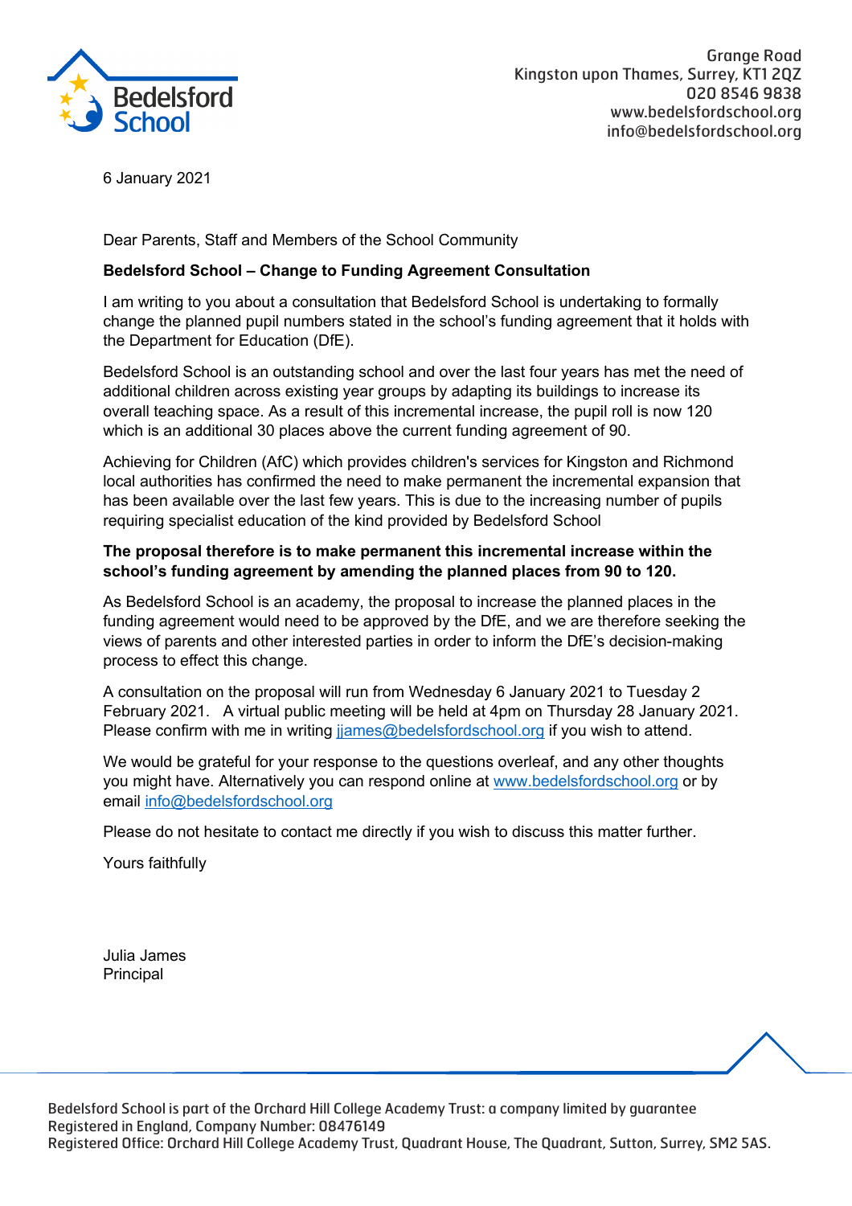Bedelsford School

Grange Road
Kingston upon Thames, Surrey, KT1 2QZ
020 8546 9838
www.bedelsfordschool.org
info@bedelsfordschool.org

6 January 2021

Dear Parents, Staff and Members of the School Community

**Bedelsford School – Change to Funding Agreement Consultation**

I am writing to you about a consultation that Bedelsford School is undertaking to formally change the planned pupil numbers stated in the school's funding agreement that it holds with the Department for Education (DfE).

Bedelsford School is an outstanding school and over the last four years has met the need of additional children across existing year groups by adapting its buildings to increase its overall teaching space. As a result of this incremental increase, the pupil roll is now 120 which is an additional 30 places above the current funding agreement of 90.

Achieving for Children (AfC) which provides children's services for Kingston and Richmond local authorities has confirmed the need to make permanent the incremental expansion that has been available over the last few years. This is due to the increasing number of pupils requiring specialist education of the kind provided by Bedelsford School

**The proposal therefore is to make permanent this incremental increase within the school's funding agreement by amending the planned places from 90 to 120.**

As Bedelsford School is an academy, the proposal to increase the planned places in the funding agreement would need to be approved by the DfE, and we are therefore seeking the views of parents and other interested parties in order to inform the DfE's decision-making process to effect this change.

A consultation on the proposal will run from Wednesday 6 January 2021 to Tuesday 2 February 2021. A virtual public meeting will be held at 4pm on Thursday 28 January 2021. Please confirm with me in writing jjames@bedelsfordschool.org if you wish to attend.

We would be grateful for your response to the questions overleaf, and any other thoughts you might have. Alternatively you can respond online at www.bedelsfordschool.org or by email info@bedelsfordschool.org

Please do not hesitate to contact me directly if you wish to discuss this matter further.

Yours faithfully

Julia James
Principal

Bedelsford School is part of the Orchard Hill College Academy Trust: a company limited by guarantee
Registered in England, Company Number: 08476149
Registered Office: Orchard Hill College Academy Trust, Quadrant House, The Quadrant, Sutton, Surrey, SM2 5AS.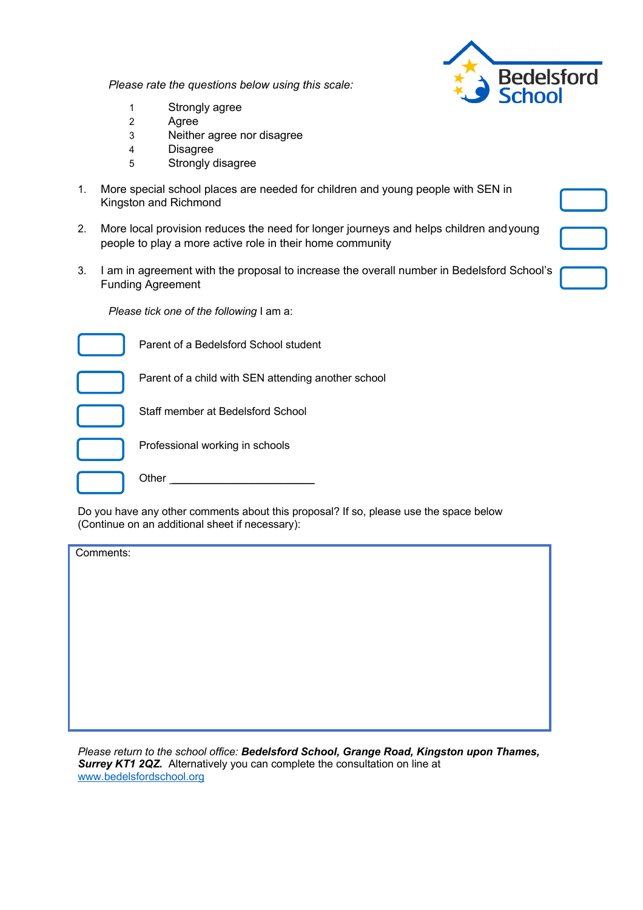Bedelsford School

*Please rate the questions below using this scale:*

1 Strongly agree
2 Agree
3 Neither agree nor disagree
4 Disagree
5 Strongly disagree

1. More special school places are needed for children and young people with SEN in Kingston and Richmond ☐

2. More local provision reduces the need for longer journeys and helps children and young people to play a more active role in their home community ☐

3. I am in agreement with the proposal to increase the overall number in Bedelsford School's Funding Agreement ☐

*Please tick one of the following* I am a:

☐ Parent of a Bedelsford School student

☐ Parent of a child with SEN attending another school

☐ Staff member at Bedelsford School

☐ Professional working in schools

☐ Other _______________________

Do you have any other comments about this proposal? If so, please use the space below (Continue on an additional sheet if necessary):

Comments:

*Please return to the school office:* ***Bedelsford School, Grange Road, Kingston upon Thames, Surrey KT1 2QZ.*** Alternatively you can complete the consultation on line at www.bedelsfordschool.org